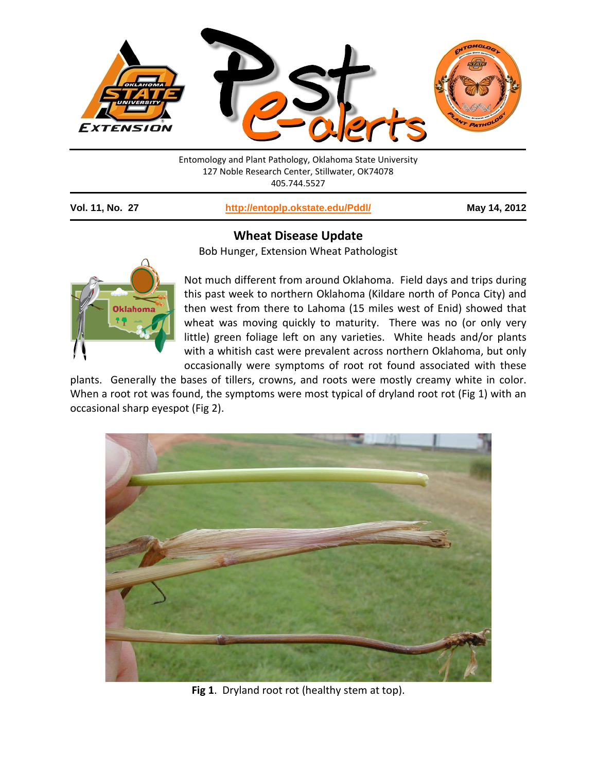Entomology and Plant Pathology, Oklahoma State University
127 Noble Research Center, Stillwater, OK74078
405.744.5527

**Vol. 11, No. 27** | **http://entoplp.okstate.edu/Pddl/** | **May 14, 2012**

## Wheat Disease Update

Bob Hunger, Extension Wheat Pathologist

Not much different from around Oklahoma. Field days and trips during this past week to northern Oklahoma (Kildare north of Ponca City) and then west from there to Lahoma (15 miles west of Enid) showed that wheat was moving quickly to maturity. There was no (or only very little) green foliage left on any varieties. White heads and/or plants with a whitish cast were prevalent across northern Oklahoma, but only occasionally were symptoms of root rot found associated with these plants. Generally the bases of tillers, crowns, and roots were mostly creamy white in color. When a root rot was found, the symptoms were most typical of dryland root rot (Fig 1) with an occasional sharp eyespot (Fig 2).

**Fig 1**. Dryland root rot (healthy stem at top).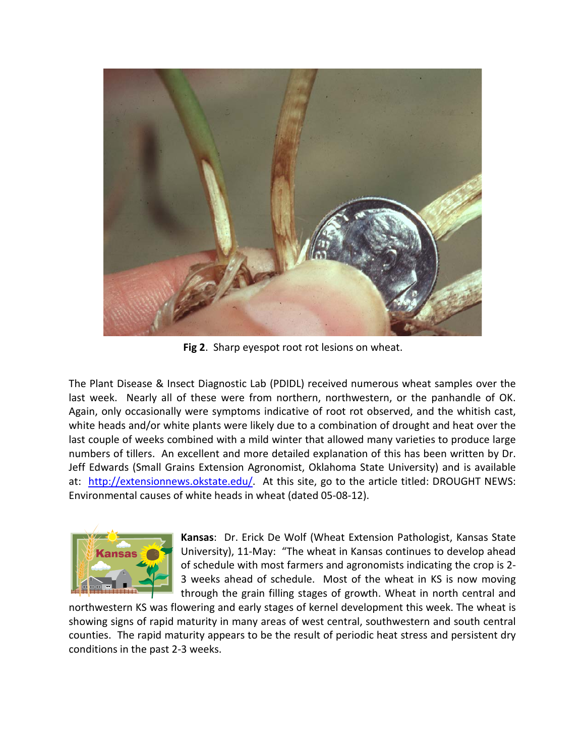**Fig 2**. Sharp eyespot root rot lesions on wheat.

The Plant Disease & Insect Diagnostic Lab (PDIDL) received numerous wheat samples over the last week. Nearly all of these were from northern, northwestern, or the panhandle of OK. Again, only occasionally were symptoms indicative of root rot observed, and the whitish cast, white heads and/or white plants were likely due to a combination of drought and heat over the last couple of weeks combined with a mild winter that allowed many varieties to produce large numbers of tillers. An excellent and more detailed explanation of this has been written by Dr. Jeff Edwards (Small Grains Extension Agronomist, Oklahoma State University) and is available at: [http://extensionnews.okstate.edu/](http://extensionnews.okstate.edu/). At this site, go to the article titled: DROUGHT NEWS: Environmental causes of white heads in wheat (dated 05-08-12).

**Kansas**: Dr. Erick De Wolf (Wheat Extension Pathologist, Kansas State University), 11-May: "The wheat in Kansas continues to develop ahead of schedule with most farmers and agronomists indicating the crop is 2-3 weeks ahead of schedule. Most of the wheat in KS is now moving through the grain filling stages of growth. Wheat in north central and northwestern KS was flowering and early stages of kernel development this week. The wheat is showing signs of rapid maturity in many areas of west central, southwestern and south central counties. The rapid maturity appears to be the result of periodic heat stress and persistent dry conditions in the past 2-3 weeks.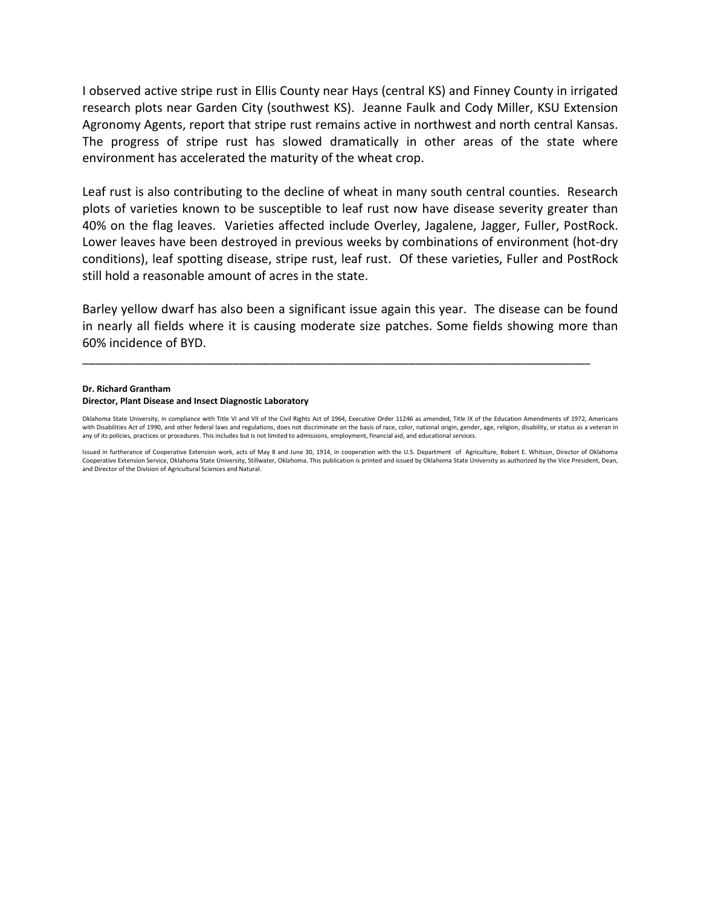I observed active stripe rust in Ellis County near Hays (central KS) and Finney County in irrigated research plots near Garden City (southwest KS). Jeanne Faulk and Cody Miller, KSU Extension Agronomy Agents, report that stripe rust remains active in northwest and north central Kansas. The progress of stripe rust has slowed dramatically in other areas of the state where environment has accelerated the maturity of the wheat crop.

Leaf rust is also contributing to the decline of wheat in many south central counties. Research plots of varieties known to be susceptible to leaf rust now have disease severity greater than 40% on the flag leaves. Varieties affected include Overley, Jagalene, Jagger, Fuller, PostRock. Lower leaves have been destroyed in previous weeks by combinations of environment (hot-dry conditions), leaf spotting disease, stripe rust, leaf rust. Of these varieties, Fuller and PostRock still hold a reasonable amount of acres in the state.

Barley yellow dwarf has also been a significant issue again this year. The disease can be found in nearly all fields where it is causing moderate size patches. Some fields showing more than 60% incidence of BYD.

---

**Dr. Richard Grantham**
**Director, Plant Disease and Insect Diagnostic Laboratory**

Oklahoma State University, in compliance with Title VI and VII of the Civil Rights Act of 1964, Executive Order 11246 as amended, Title IX of the Education Amendments of 1972, Americans with Disabilities Act of 1990, and other federal laws and regulations, does not discriminate on the basis of race, color, national origin, gender, age, religion, disability, or status as a veteran in any of its policies, practices or procedures. This includes but is not limited to admissions, employment, financial aid, and educational services.

Issued in furtherance of Cooperative Extension work, acts of May 8 and June 30, 1914, in cooperation with the U.S. Department of Agriculture, Robert E. Whitson, Director of Oklahoma Cooperative Extension Service, Oklahoma State University, Stillwater, Oklahoma. This publication is printed and issued by Oklahoma State University as authorized by the Vice President, Dean, and Director of the Division of Agricultural Sciences and Natural.